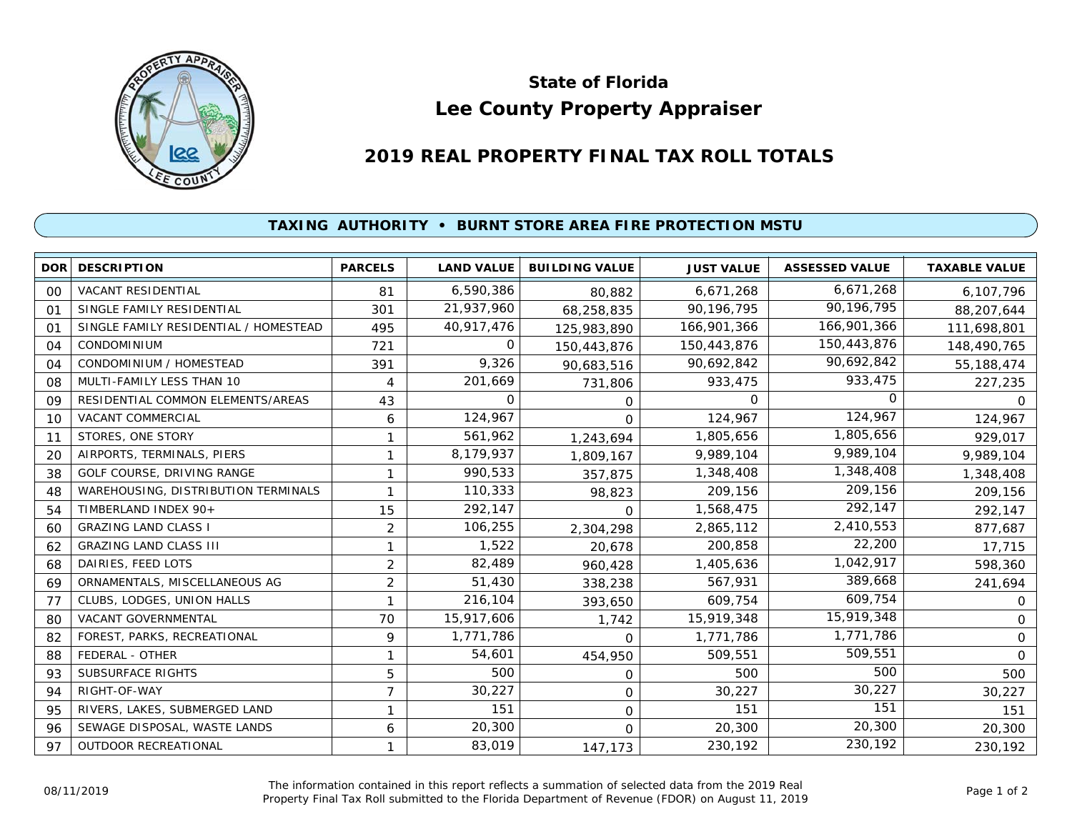# State of Florida
# Lee County Property Appraiser

## 2019 REAL PROPERTY FINAL TAX ROLL TOTALS

### TAXING AUTHORITY • BURNT STORE AREA FIRE PROTECTION MSTU

| DOR | DESCRIPTION | PARCELS | LAND VALUE | BUILDING VALUE | JUST VALUE | ASSESSED VALUE | TAXABLE VALUE |
|---|---|---|---|---|---|---|---|
| 00 | VACANT RESIDENTIAL | 81 | 6,590,386 | 80,882 | 6,671,268 | 6,671,268 | 6,107,796 |
| 01 | SINGLE FAMILY RESIDENTIAL | 301 | 21,937,960 | 68,258,835 | 90,196,795 | 90,196,795 | 88,207,644 |
| 01 | SINGLE FAMILY RESIDENTIAL / HOMESTEAD | 495 | 40,917,476 | 125,983,890 | 166,901,366 | 166,901,366 | 111,698,801 |
| 04 | CONDOMINIUM | 721 | 0 | 150,443,876 | 150,443,876 | 150,443,876 | 148,490,765 |
| 04 | CONDOMINIUM / HOMESTEAD | 391 | 9,326 | 90,683,516 | 90,692,842 | 90,692,842 | 55,188,474 |
| 08 | MULTI-FAMILY LESS THAN 10 | 4 | 201,669 | 731,806 | 933,475 | 933,475 | 227,235 |
| 09 | RESIDENTIAL COMMON ELEMENTS/AREAS | 43 | 0 | 0 | 0 | 0 | 0 |
| 10 | VACANT COMMERCIAL | 6 | 124,967 | 0 | 124,967 | 124,967 | 124,967 |
| 11 | STORES, ONE STORY | 1 | 561,962 | 1,243,694 | 1,805,656 | 1,805,656 | 929,017 |
| 20 | AIRPORTS, TERMINALS, PIERS | 1 | 8,179,937 | 1,809,167 | 9,989,104 | 9,989,104 | 9,989,104 |
| 38 | GOLF COURSE, DRIVING RANGE | 1 | 990,533 | 357,875 | 1,348,408 | 1,348,408 | 1,348,408 |
| 48 | WAREHOUSING, DISTRIBUTION TERMINALS | 1 | 110,333 | 98,823 | 209,156 | 209,156 | 209,156 |
| 54 | TIMBERLAND INDEX 90+ | 15 | 292,147 | 0 | 1,568,475 | 292,147 | 292,147 |
| 60 | GRAZING LAND CLASS I | 2 | 106,255 | 2,304,298 | 2,865,112 | 2,410,553 | 877,687 |
| 62 | GRAZING LAND CLASS III | 1 | 1,522 | 20,678 | 200,858 | 22,200 | 17,715 |
| 68 | DAIRIES, FEED LOTS | 2 | 82,489 | 960,428 | 1,405,636 | 1,042,917 | 598,360 |
| 69 | ORNAMENTALS, MISCELLANEOUS AG | 2 | 51,430 | 338,238 | 567,931 | 389,668 | 241,694 |
| 77 | CLUBS, LODGES, UNION HALLS | 1 | 216,104 | 393,650 | 609,754 | 609,754 | 0 |
| 80 | VACANT GOVERNMENTAL | 70 | 15,917,606 | 1,742 | 15,919,348 | 15,919,348 | 0 |
| 82 | FOREST, PARKS, RECREATIONAL | 9 | 1,771,786 | 0 | 1,771,786 | 1,771,786 | 0 |
| 88 | FEDERAL - OTHER | 1 | 54,601 | 454,950 | 509,551 | 509,551 | 0 |
| 93 | SUBSURFACE RIGHTS | 5 | 500 | 0 | 500 | 500 | 500 |
| 94 | RIGHT-OF-WAY | 7 | 30,227 | 0 | 30,227 | 30,227 | 30,227 |
| 95 | RIVERS, LAKES, SUBMERGED LAND | 1 | 151 | 0 | 151 | 151 | 151 |
| 96 | SEWAGE DISPOSAL, WASTE LANDS | 6 | 20,300 | 0 | 20,300 | 20,300 | 20,300 |
| 97 | OUTDOOR RECREATIONAL | 1 | 83,019 | 147,173 | 230,192 | 230,192 | 230,192 |

08/11/2019

The information contained in this report reflects a summation of selected data from the 2019 Real Property Final Tax Roll submitted to the Florida Department of Revenue (FDOR) on August 11, 2019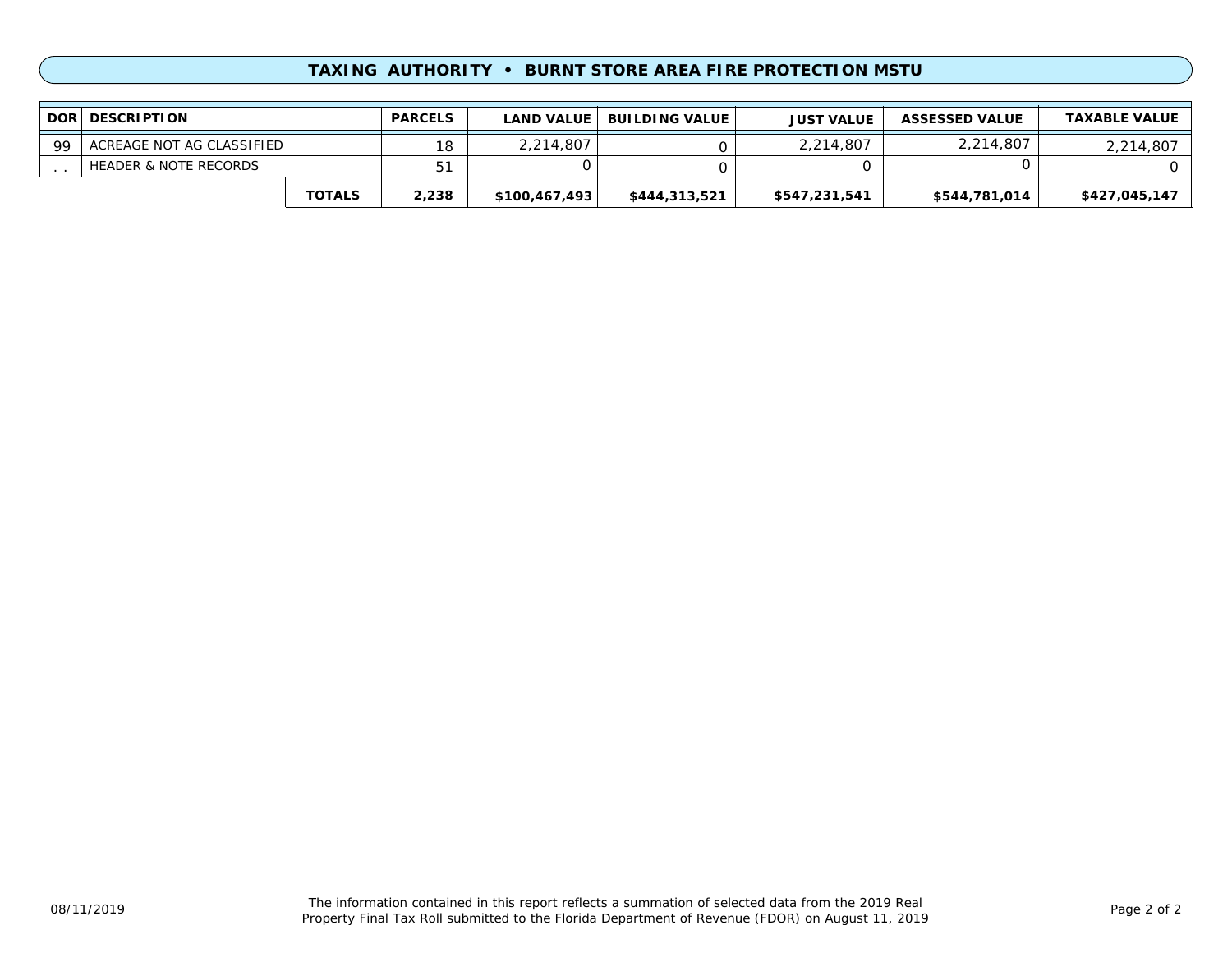## TAXING AUTHORITY • BURNT STORE AREA FIRE PROTECTION MSTU

| DOR | DESCRIPTION | | PARCELS | LAND VALUE | BUILDING VALUE | JUST VALUE | ASSESSED VALUE | TAXABLE VALUE |
|---|---|---|---|---|---|---|---|---|
| 99 | ACREAGE NOT AG CLASSIFIED | | 18 | 2,214,807 | 0 | 2,214,807 | 2,214,807 | 2,214,807 |
| . . | HEADER & NOTE RECORDS | | 51 | 0 | 0 | 0 | 0 | 0 |
| | | **TOTALS** | **2,238** | **$100,467,493** | **$444,313,521** | **$547,231,541** | **$544,781,014** | **$427,045,147** |

08/11/2019

The information contained in this report reflects a summation of selected data from the 2019 Real Property Final Tax Roll submitted to the Florida Department of Revenue (FDOR) on August 11, 2019